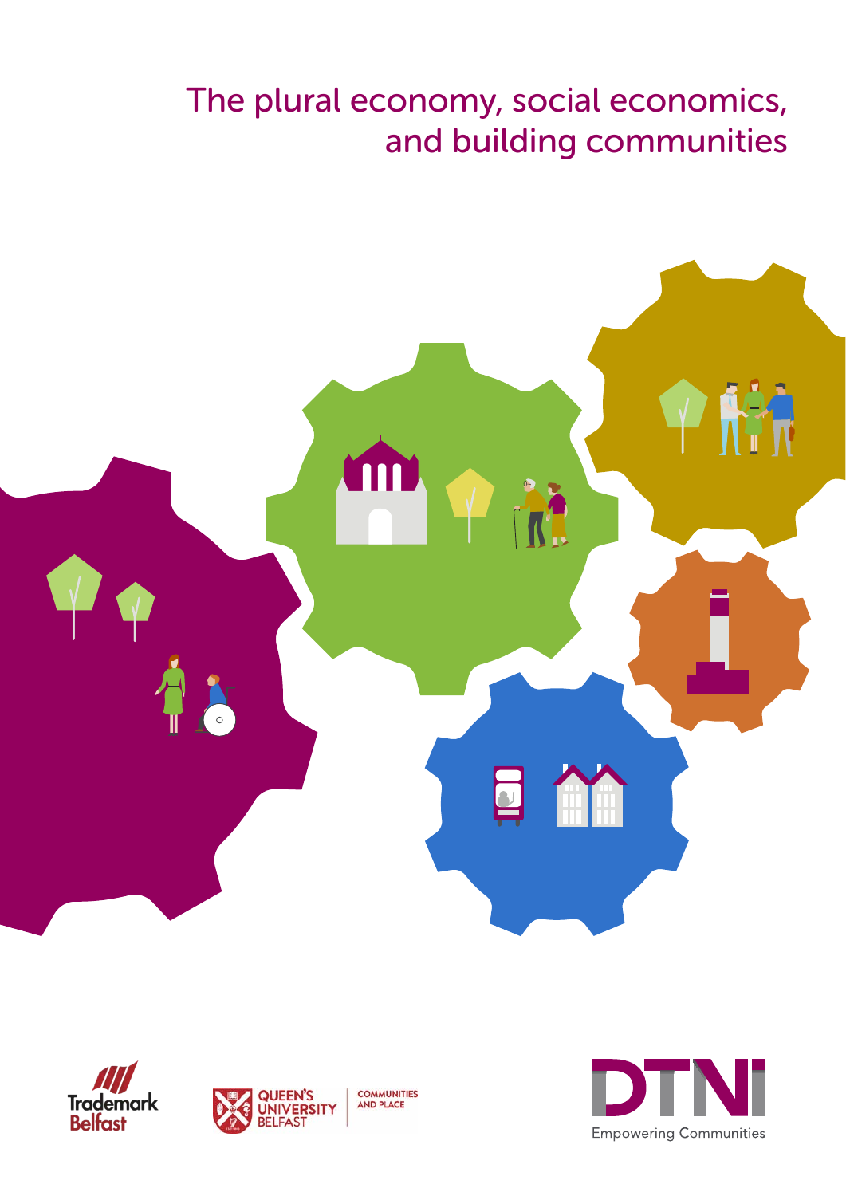# The plural economy, social economics, and building communities

Trademark Belfast

Queen's University Belfast | Communities and Place

DTNI Empowering Communities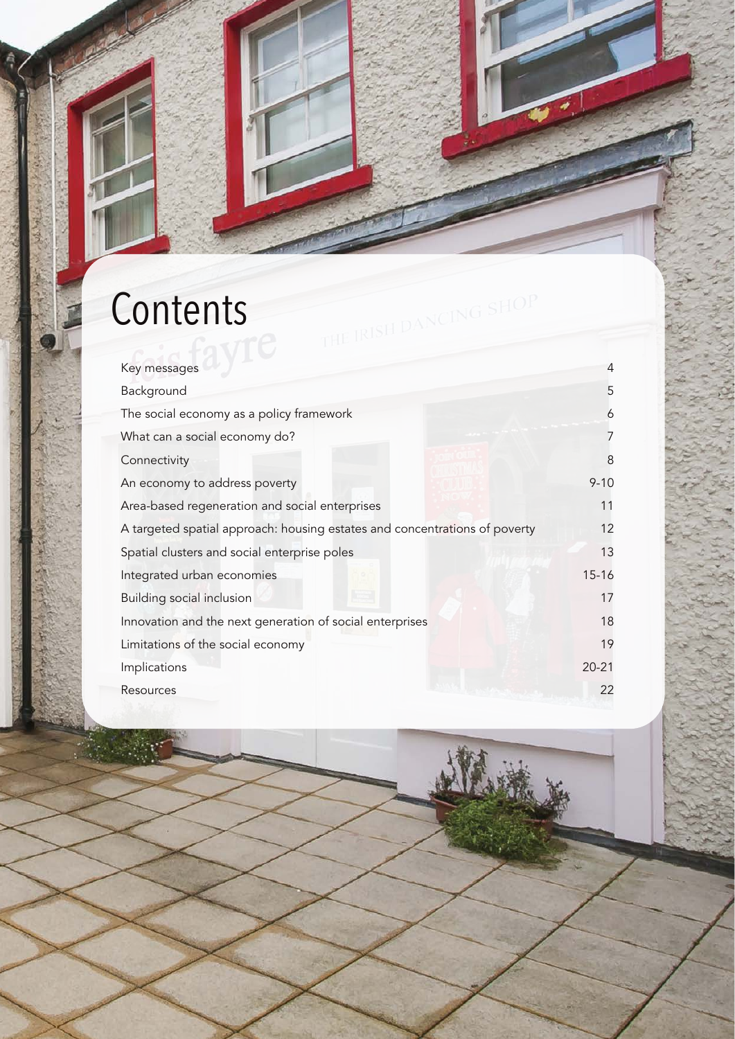# Contents

| | |
|---|---|
| Key messages | 4 |
| Background | 5 |
| The social economy as a policy framework | 6 |
| What can a social economy do? | 7 |
| Connectivity | 8 |
| An economy to address poverty | 9-10 |
| Area-based regeneration and social enterprises | 11 |
| A targeted spatial approach: housing estates and concentrations of poverty | 12 |
| Spatial clusters and social enterprise poles | 13 |
| Integrated urban economies | 15-16 |
| Building social inclusion | 17 |
| Innovation and the next generation of social enterprises | 18 |
| Limitations of the social economy | 19 |
| Implications | 20-21 |
| Resources | 22 |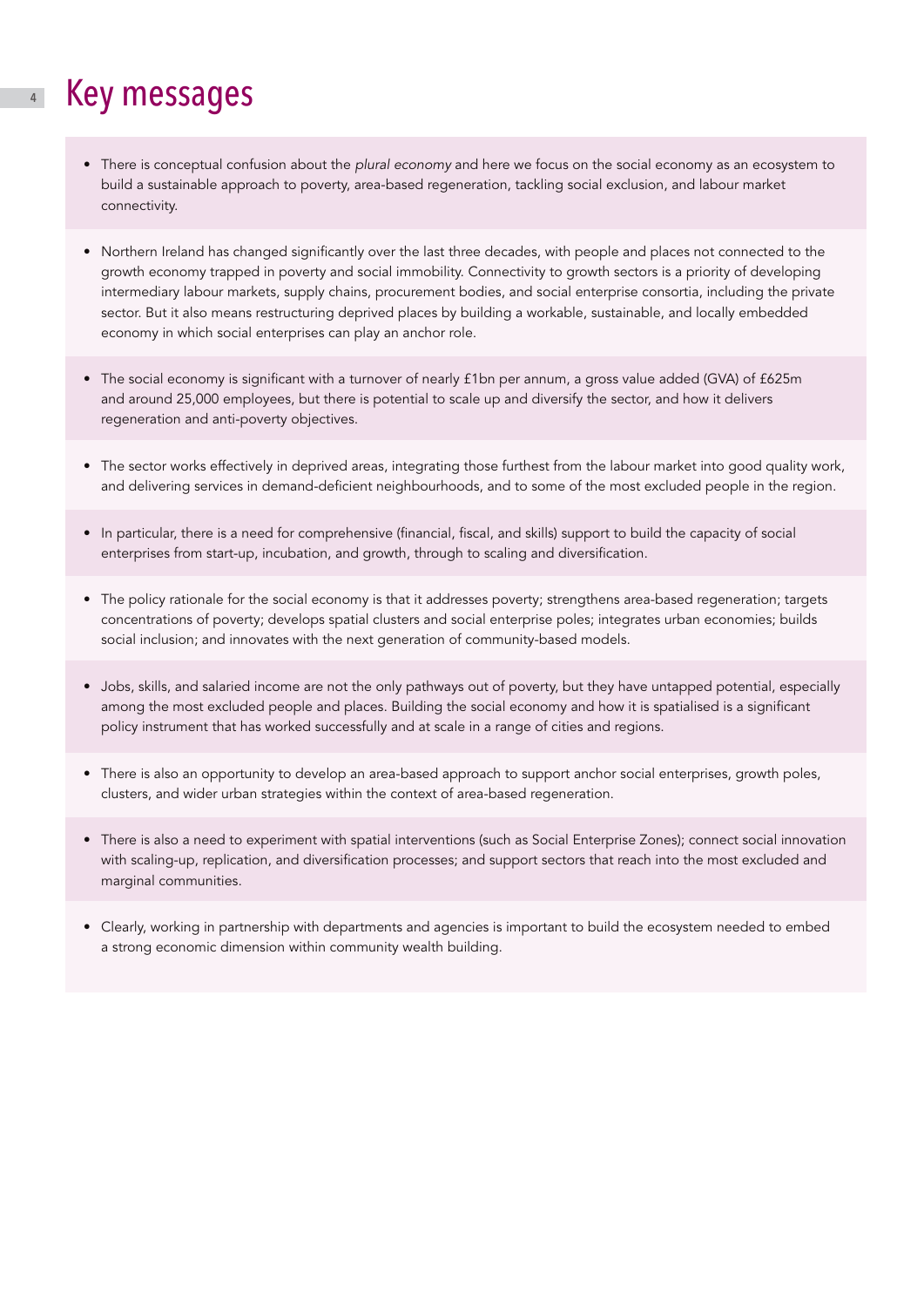# Key messages

- There is conceptual confusion about the *plural economy* and here we focus on the social economy as an ecosystem to build a sustainable approach to poverty, area-based regeneration, tackling social exclusion, and labour market connectivity.

- Northern Ireland has changed significantly over the last three decades, with people and places not connected to the growth economy trapped in poverty and social immobility. Connectivity to growth sectors is a priority of developing intermediary labour markets, supply chains, procurement bodies, and social enterprise consortia, including the private sector. But it also means restructuring deprived places by building a workable, sustainable, and locally embedded economy in which social enterprises can play an anchor role.

- The social economy is significant with a turnover of nearly £1bn per annum, a gross value added (GVA) of £625m and around 25,000 employees, but there is potential to scale up and diversify the sector, and how it delivers regeneration and anti-poverty objectives.

- The sector works effectively in deprived areas, integrating those furthest from the labour market into good quality work, and delivering services in demand-deficient neighbourhoods, and to some of the most excluded people in the region.

- In particular, there is a need for comprehensive (financial, fiscal, and skills) support to build the capacity of social enterprises from start-up, incubation, and growth, through to scaling and diversification.

- The policy rationale for the social economy is that it addresses poverty; strengthens area-based regeneration; targets concentrations of poverty; develops spatial clusters and social enterprise poles; integrates urban economies; builds social inclusion; and innovates with the next generation of community-based models.

- Jobs, skills, and salaried income are not the only pathways out of poverty, but they have untapped potential, especially among the most excluded people and places. Building the social economy and how it is spatialised is a significant policy instrument that has worked successfully and at scale in a range of cities and regions.

- There is also an opportunity to develop an area-based approach to support anchor social enterprises, growth poles, clusters, and wider urban strategies within the context of area-based regeneration.

- There is also a need to experiment with spatial interventions (such as Social Enterprise Zones); connect social innovation with scaling-up, replication, and diversification processes; and support sectors that reach into the most excluded and marginal communities.

- Clearly, working in partnership with departments and agencies is important to build the ecosystem needed to embed a strong economic dimension within community wealth building.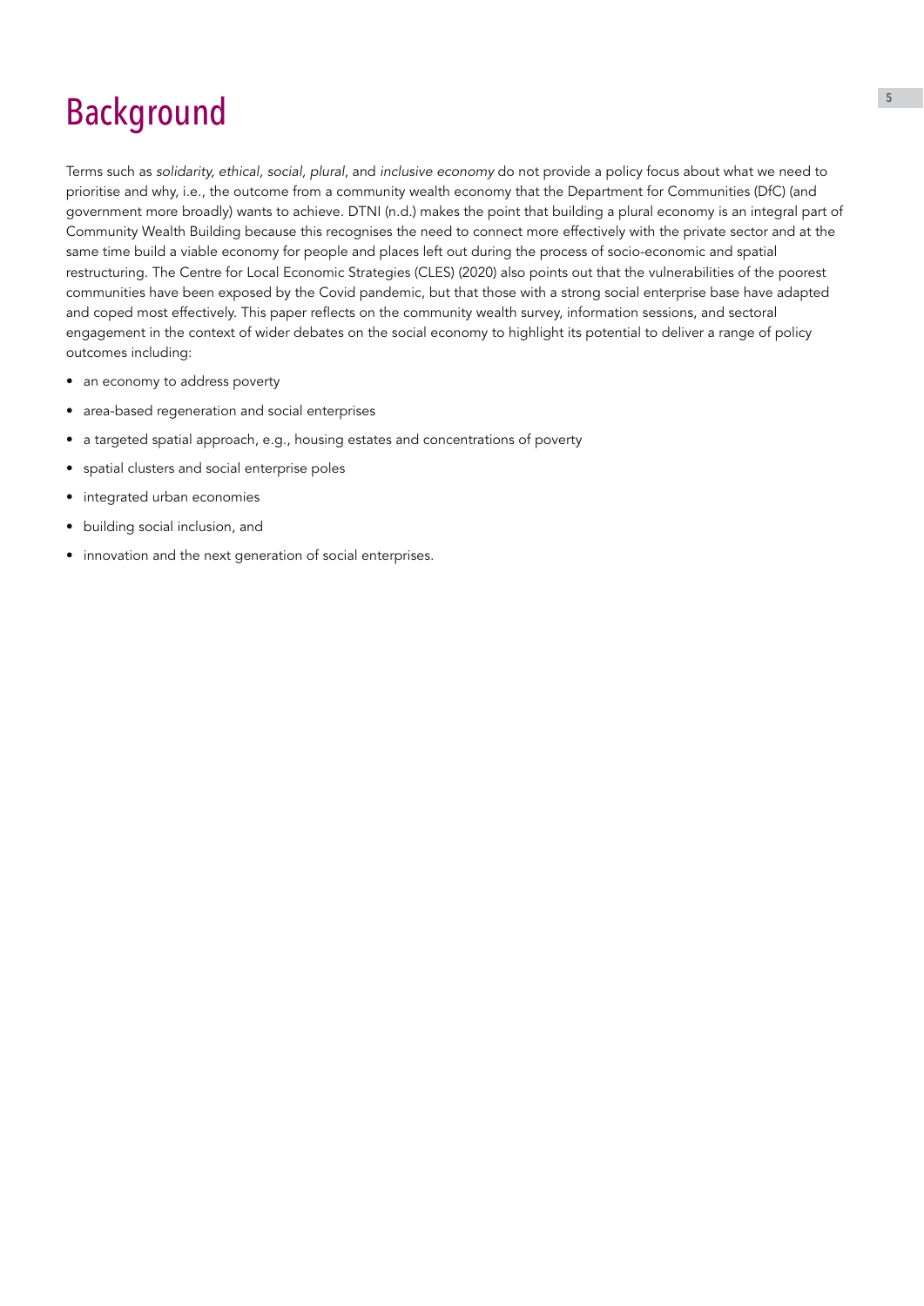# Background

Terms such as *solidarity, ethical, social, plural*, and *inclusive economy* do not provide a policy focus about what we need to prioritise and why, i.e., the outcome from a community wealth economy that the Department for Communities (DfC) (and government more broadly) wants to achieve. DTNI (n.d.) makes the point that building a plural economy is an integral part of Community Wealth Building because this recognises the need to connect more effectively with the private sector and at the same time build a viable economy for people and places left out during the process of socio-economic and spatial restructuring. The Centre for Local Economic Strategies (CLES) (2020) also points out that the vulnerabilities of the poorest communities have been exposed by the Covid pandemic, but that those with a strong social enterprise base have adapted and coped most effectively. This paper reflects on the community wealth survey, information sessions, and sectoral engagement in the context of wider debates on the social economy to highlight its potential to deliver a range of policy outcomes including:

- an economy to address poverty
- area-based regeneration and social enterprises
- a targeted spatial approach, e.g., housing estates and concentrations of poverty
- spatial clusters and social enterprise poles
- integrated urban economies
- building social inclusion, and
- innovation and the next generation of social enterprises.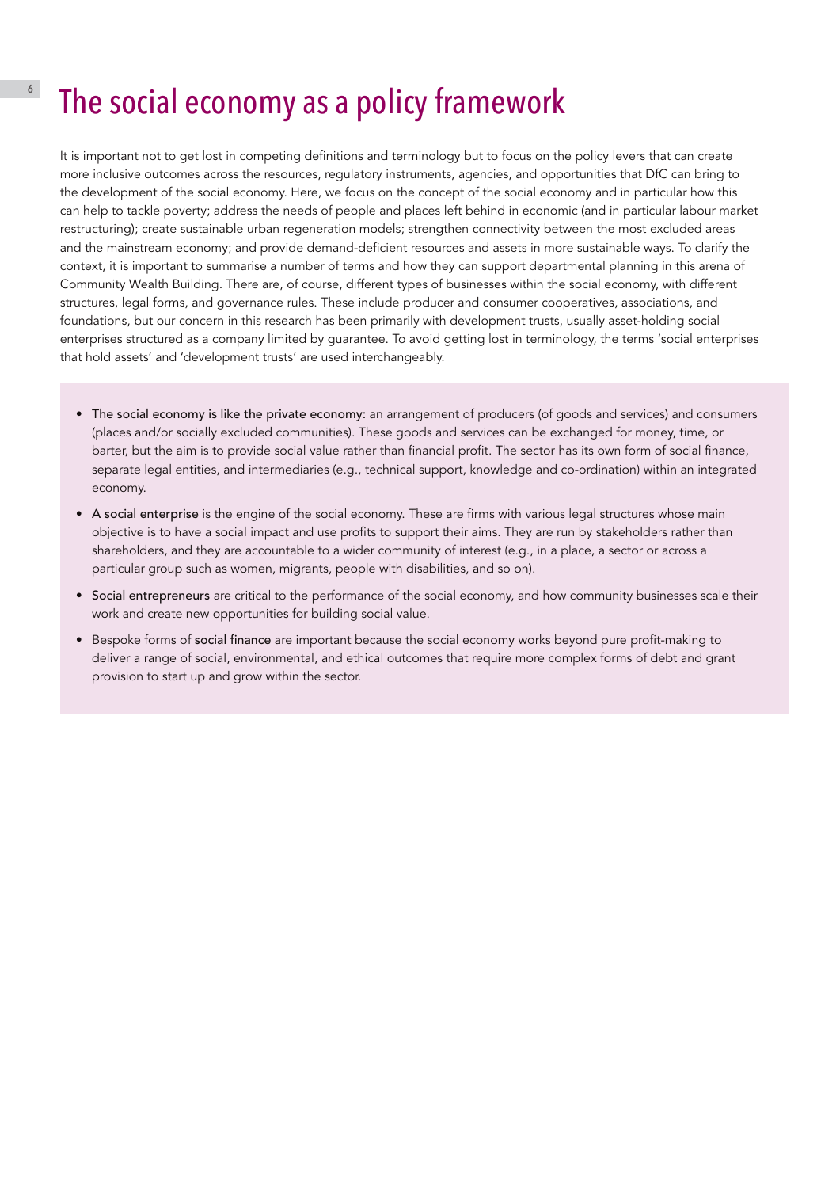# The social economy as a policy framework

It is important not to get lost in competing definitions and terminology but to focus on the policy levers that can create more inclusive outcomes across the resources, regulatory instruments, agencies, and opportunities that DfC can bring to the development of the social economy. Here, we focus on the concept of the social economy and in particular how this can help to tackle poverty; address the needs of people and places left behind in economic (and in particular labour market restructuring); create sustainable urban regeneration models; strengthen connectivity between the most excluded areas and the mainstream economy; and provide demand-deficient resources and assets in more sustainable ways. To clarify the context, it is important to summarise a number of terms and how they can support departmental planning in this arena of Community Wealth Building. There are, of course, different types of businesses within the social economy, with different structures, legal forms, and governance rules. These include producer and consumer cooperatives, associations, and foundations, but our concern in this research has been primarily with development trusts, usually asset-holding social enterprises structured as a company limited by guarantee. To avoid getting lost in terminology, the terms 'social enterprises that hold assets' and 'development trusts' are used interchangeably.

- The social economy is like the private economy: an arrangement of producers (of goods and services) and consumers (places and/or socially excluded communities). These goods and services can be exchanged for money, time, or barter, but the aim is to provide social value rather than financial profit. The sector has its own form of social finance, separate legal entities, and intermediaries (e.g., technical support, knowledge and co-ordination) within an integrated economy.
- A social enterprise is the engine of the social economy. These are firms with various legal structures whose main objective is to have a social impact and use profits to support their aims. They are run by stakeholders rather than shareholders, and they are accountable to a wider community of interest (e.g., in a place, a sector or across a particular group such as women, migrants, people with disabilities, and so on).
- Social entrepreneurs are critical to the performance of the social economy, and how community businesses scale their work and create new opportunities for building social value.
- Bespoke forms of social finance are important because the social economy works beyond pure profit-making to deliver a range of social, environmental, and ethical outcomes that require more complex forms of debt and grant provision to start up and grow within the sector.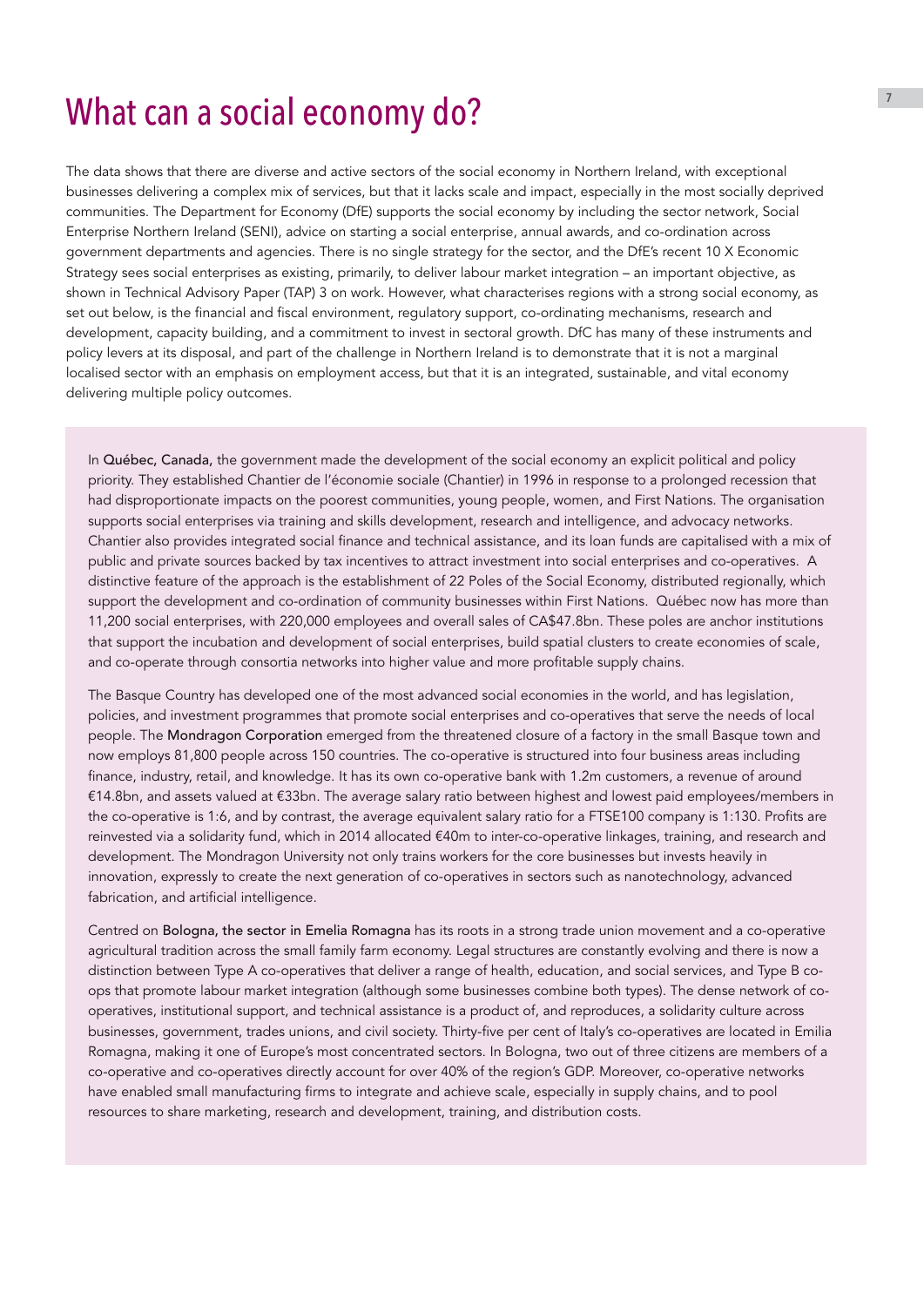# What can a social economy do?

The data shows that there are diverse and active sectors of the social economy in Northern Ireland, with exceptional businesses delivering a complex mix of services, but that it lacks scale and impact, especially in the most socially deprived communities. The Department for Economy (DfE) supports the social economy by including the sector network, Social Enterprise Northern Ireland (SENI), advice on starting a social enterprise, annual awards, and co-ordination across government departments and agencies. There is no single strategy for the sector, and the DfE's recent 10 X Economic Strategy sees social enterprises as existing, primarily, to deliver labour market integration – an important objective, as shown in Technical Advisory Paper (TAP) 3 on work. However, what characterises regions with a strong social economy, as set out below, is the financial and fiscal environment, regulatory support, co-ordinating mechanisms, research and development, capacity building, and a commitment to invest in sectoral growth. DfC has many of these instruments and policy levers at its disposal, and part of the challenge in Northern Ireland is to demonstrate that it is not a marginal localised sector with an emphasis on employment access, but that it is an integrated, sustainable, and vital economy delivering multiple policy outcomes.

In Québec, Canada, the government made the development of the social economy an explicit political and policy priority. They established Chantier de l'économie sociale (Chantier) in 1996 in response to a prolonged recession that had disproportionate impacts on the poorest communities, young people, women, and First Nations. The organisation supports social enterprises via training and skills development, research and intelligence, and advocacy networks. Chantier also provides integrated social finance and technical assistance, and its loan funds are capitalised with a mix of public and private sources backed by tax incentives to attract investment into social enterprises and co-operatives. A distinctive feature of the approach is the establishment of 22 Poles of the Social Economy, distributed regionally, which support the development and co-ordination of community businesses within First Nations. Québec now has more than 11,200 social enterprises, with 220,000 employees and overall sales of CA$47.8bn. These poles are anchor institutions that support the incubation and development of social enterprises, build spatial clusters to create economies of scale, and co-operate through consortia networks into higher value and more profitable supply chains.

The Basque Country has developed one of the most advanced social economies in the world, and has legislation, policies, and investment programmes that promote social enterprises and co-operatives that serve the needs of local people. The Mondragon Corporation emerged from the threatened closure of a factory in the small Basque town and now employs 81,800 people across 150 countries. The co-operative is structured into four business areas including finance, industry, retail, and knowledge. It has its own co-operative bank with 1.2m customers, a revenue of around €14.8bn, and assets valued at €33bn. The average salary ratio between highest and lowest paid employees/members in the co-operative is 1:6, and by contrast, the average equivalent salary ratio for a FTSE100 company is 1:130. Profits are reinvested via a solidarity fund, which in 2014 allocated €40m to inter-co-operative linkages, training, and research and development. The Mondragon University not only trains workers for the core businesses but invests heavily in innovation, expressly to create the next generation of co-operatives in sectors such as nanotechnology, advanced fabrication, and artificial intelligence.

Centred on Bologna, the sector in Emelia Romagna has its roots in a strong trade union movement and a co-operative agricultural tradition across the small family farm economy. Legal structures are constantly evolving and there is now a distinction between Type A co-operatives that deliver a range of health, education, and social services, and Type B co-ops that promote labour market integration (although some businesses combine both types). The dense network of co-operatives, institutional support, and technical assistance is a product of, and reproduces, a solidarity culture across businesses, government, trades unions, and civil society. Thirty-five per cent of Italy's co-operatives are located in Emilia Romagna, making it one of Europe's most concentrated sectors. In Bologna, two out of three citizens are members of a co-operative and co-operatives directly account for over 40% of the region's GDP. Moreover, co-operative networks have enabled small manufacturing firms to integrate and achieve scale, especially in supply chains, and to pool resources to share marketing, research and development, training, and distribution costs.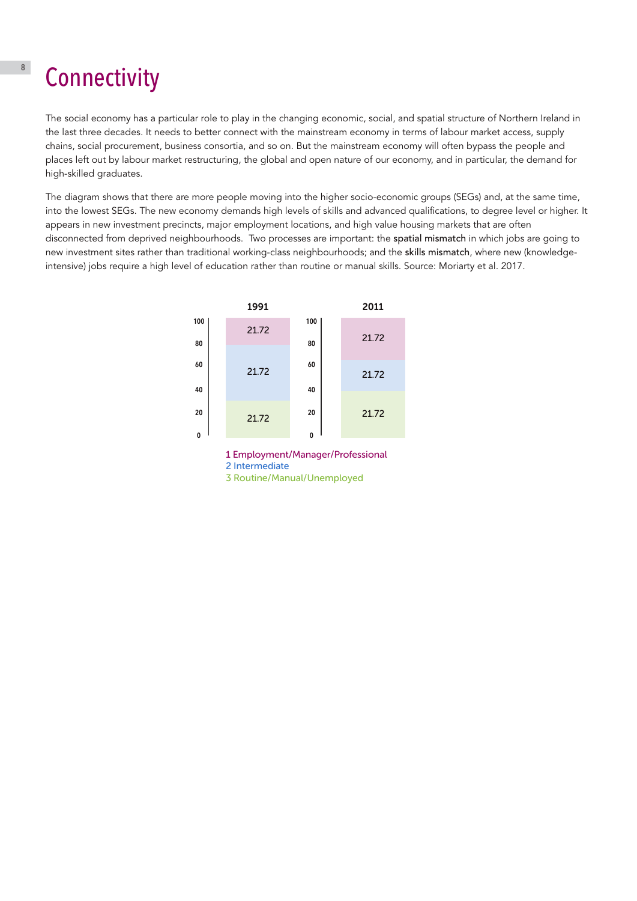# Connectivity

The social economy has a particular role to play in the changing economic, social, and spatial structure of Northern Ireland in the last three decades. It needs to better connect with the mainstream economy in terms of labour market access, supply chains, social procurement, business consortia, and so on. But the mainstream economy will often bypass the people and places left out by labour market restructuring, the global and open nature of our economy, and in particular, the demand for high-skilled graduates.

The diagram shows that there are more people moving into the higher socio-economic groups (SEGs) and, at the same time, into the lowest SEGs. The new economy demands high levels of skills and advanced qualifications, to degree level or higher. It appears in new investment precincts, major employment locations, and high value housing markets that are often disconnected from deprived neighbourhoods.  Two processes are important: the **spatial mismatch** in which jobs are going to new investment sites rather than traditional working-class neighbourhoods; and the **skills mismatch**, where new (knowledge-intensive) jobs require a high level of education rather than routine or manual skills. Source: Moriarty et al. 2017.

| | 1991 | 2011 |
|---|---|---|
| 1 Employment/Manager/Professional | 21.72 | 21.72 |
| 2 Intermediate | 21.72 | 21.72 |
| 3 Routine/Manual/Unemployed | 21.72 | 21.72 |

1 Employment/Manager/Professional
2 Intermediate
3 Routine/Manual/Unemployed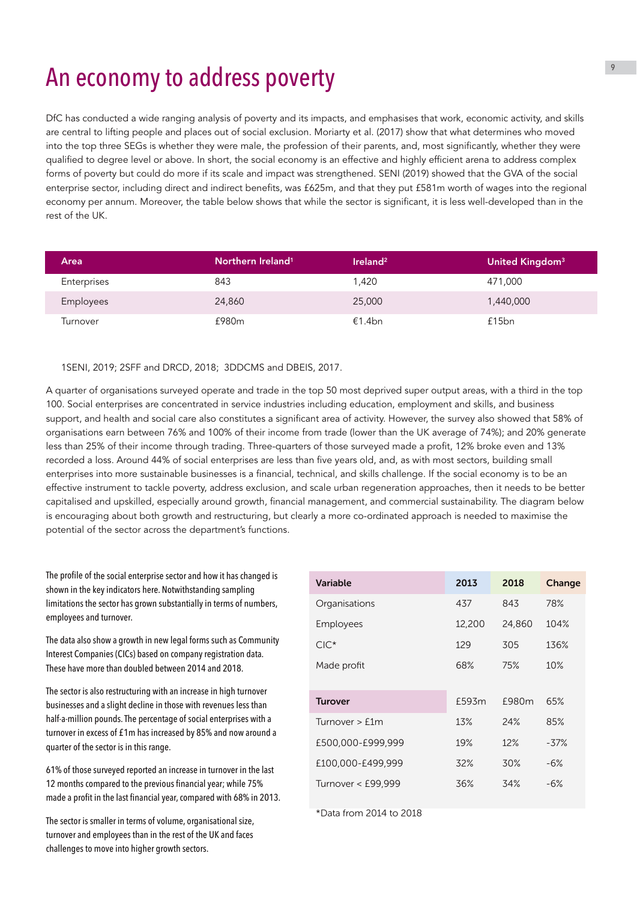# An economy to address poverty

DfC has conducted a wide ranging analysis of poverty and its impacts, and emphasises that work, economic activity, and skills are central to lifting people and places out of social exclusion. Moriarty et al. (2017) show that what determines who moved into the top three SEGs is whether they were male, the profession of their parents, and, most significantly, whether they were qualified to degree level or above. In short, the social economy is an effective and highly efficient arena to address complex forms of poverty but could do more if its scale and impact was strengthened. SENI (2019) showed that the GVA of the social enterprise sector, including direct and indirect benefits, was £625m, and that they put £581m worth of wages into the regional economy per annum. Moreover, the table below shows that while the sector is significant, it is less well-developed than in the rest of the UK.

| Area | Northern Ireland[1] | Ireland[2] | United Kingdom[3] |
|---|---|---|---|
| Enterprises | 843 | 1,420 | 471,000 |
| Employees | 24,860 | 25,000 | 1,440,000 |
| Turnover | £980m | €1.4bn | £15bn |

1SENI, 2019; 2SFF and DRCD, 2018; 3DDCMS and DBEIS, 2017.

A quarter of organisations surveyed operate and trade in the top 50 most deprived super output areas, with a third in the top 100. Social enterprises are concentrated in service industries including education, employment and skills, and business support, and health and social care also constitutes a significant area of activity. However, the survey also showed that 58% of organisations earn between 76% and 100% of their income from trade (lower than the UK average of 74%); and 20% generate less than 25% of their income through trading. Three-quarters of those surveyed made a profit, 12% broke even and 13% recorded a loss. Around 44% of social enterprises are less than five years old, and, as with most sectors, building small enterprises into more sustainable businesses is a financial, technical, and skills challenge. If the social economy is to be an effective instrument to tackle poverty, address exclusion, and scale urban regeneration approaches, then it needs to be better capitalised and upskilled, especially around growth, financial management, and commercial sustainability. The diagram below is encouraging about both growth and restructuring, but clearly a more co-ordinated approach is needed to maximise the potential of the sector across the department's functions.

The profile of the social enterprise sector and how it has changed is shown in the key indicators here. Notwithstanding sampling limitations the sector has grown substantially in terms of numbers, employees and turnover.

The data also show a growth in new legal forms such as Community Interest Companies (CICs) based on company registration data. These have more than doubled between 2014 and 2018.

The sector is also restructuring with an increase in high turnover businesses and a slight decline in those with revenues less than half-a-million pounds. The percentage of social enterprises with a turnover in excess of £1m has increased by 85% and now around a quarter of the sector is in this range.

61% of those surveyed reported an increase in turnover in the last 12 months compared to the previous financial year; while 75% made a profit in the last financial year, compared with 68% in 2013.

The sector is smaller in terms of volume, organisational size, turnover and employees than in the rest of the UK and faces challenges to move into higher growth sectors.

| Variable | 2013 | 2018 | Change |
|---|---|---|---|
| Organisations | 437 | 843 | 78% |
| Employees | 12,200 | 24,860 | 104% |
| CIC* | 129 | 305 | 136% |
| Made profit | 68% | 75% | 10% |
| **Turover** | £593m | £980m | 65% |
| Turnover > £1m | 13% | 24% | 85% |
| £500,000-£999,999 | 19% | 12% | -37% |
| £100,000-£499,999 | 32% | 30% | -6% |
| Turnover < £99,999 | 36% | 34% | -6% |

*Data from 2014 to 2018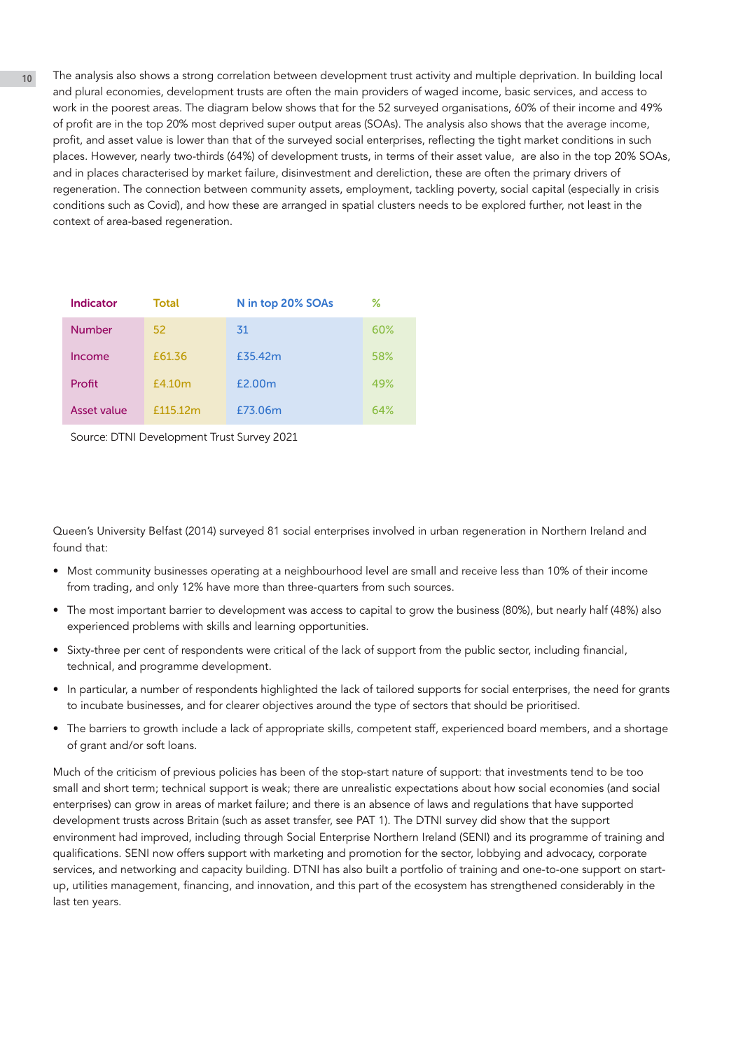The analysis also shows a strong correlation between development trust activity and multiple deprivation. In building local and plural economies, development trusts are often the main providers of waged income, basic services, and access to work in the poorest areas. The diagram below shows that for the 52 surveyed organisations, 60% of their income and 49% of profit are in the top 20% most deprived super output areas (SOAs). The analysis also shows that the average income, profit, and asset value is lower than that of the surveyed social enterprises, reflecting the tight market conditions in such places. However, nearly two-thirds (64%) of development trusts, in terms of their asset value, are also in the top 20% SOAs, and in places characterised by market failure, disinvestment and dereliction, these are often the primary drivers of regeneration. The connection between community assets, employment, tackling poverty, social capital (especially in crisis conditions such as Covid), and how these are arranged in spatial clusters needs to be explored further, not least in the context of area-based regeneration.

| Indicator | Total | N in top 20% SOAs | % |
|---|---|---|---|
| Number | 52 | 31 | 60% |
| Income | £61.36 | £35.42m | 58% |
| Profit | £4.10m | £2.00m | 49% |
| Asset value | £115.12m | £73.06m | 64% |

Source: DTNI Development Trust Survey 2021

Queen's University Belfast (2014) surveyed 81 social enterprises involved in urban regeneration in Northern Ireland and found that:

- Most community businesses operating at a neighbourhood level are small and receive less than 10% of their income from trading, and only 12% have more than three-quarters from such sources.
- The most important barrier to development was access to capital to grow the business (80%), but nearly half (48%) also experienced problems with skills and learning opportunities.
- Sixty-three per cent of respondents were critical of the lack of support from the public sector, including financial, technical, and programme development.
- In particular, a number of respondents highlighted the lack of tailored supports for social enterprises, the need for grants to incubate businesses, and for clearer objectives around the type of sectors that should be prioritised.
- The barriers to growth include a lack of appropriate skills, competent staff, experienced board members, and a shortage of grant and/or soft loans.

Much of the criticism of previous policies has been of the stop-start nature of support: that investments tend to be too small and short term; technical support is weak; there are unrealistic expectations about how social economies (and social enterprises) can grow in areas of market failure; and there is an absence of laws and regulations that have supported development trusts across Britain (such as asset transfer, see PAT 1). The DTNI survey did show that the support environment had improved, including through Social Enterprise Northern Ireland (SENI) and its programme of training and qualifications. SENI now offers support with marketing and promotion for the sector, lobbying and advocacy, corporate services, and networking and capacity building. DTNI has also built a portfolio of training and one-to-one support on start-up, utilities management, financing, and innovation, and this part of the ecosystem has strengthened considerably in the last ten years.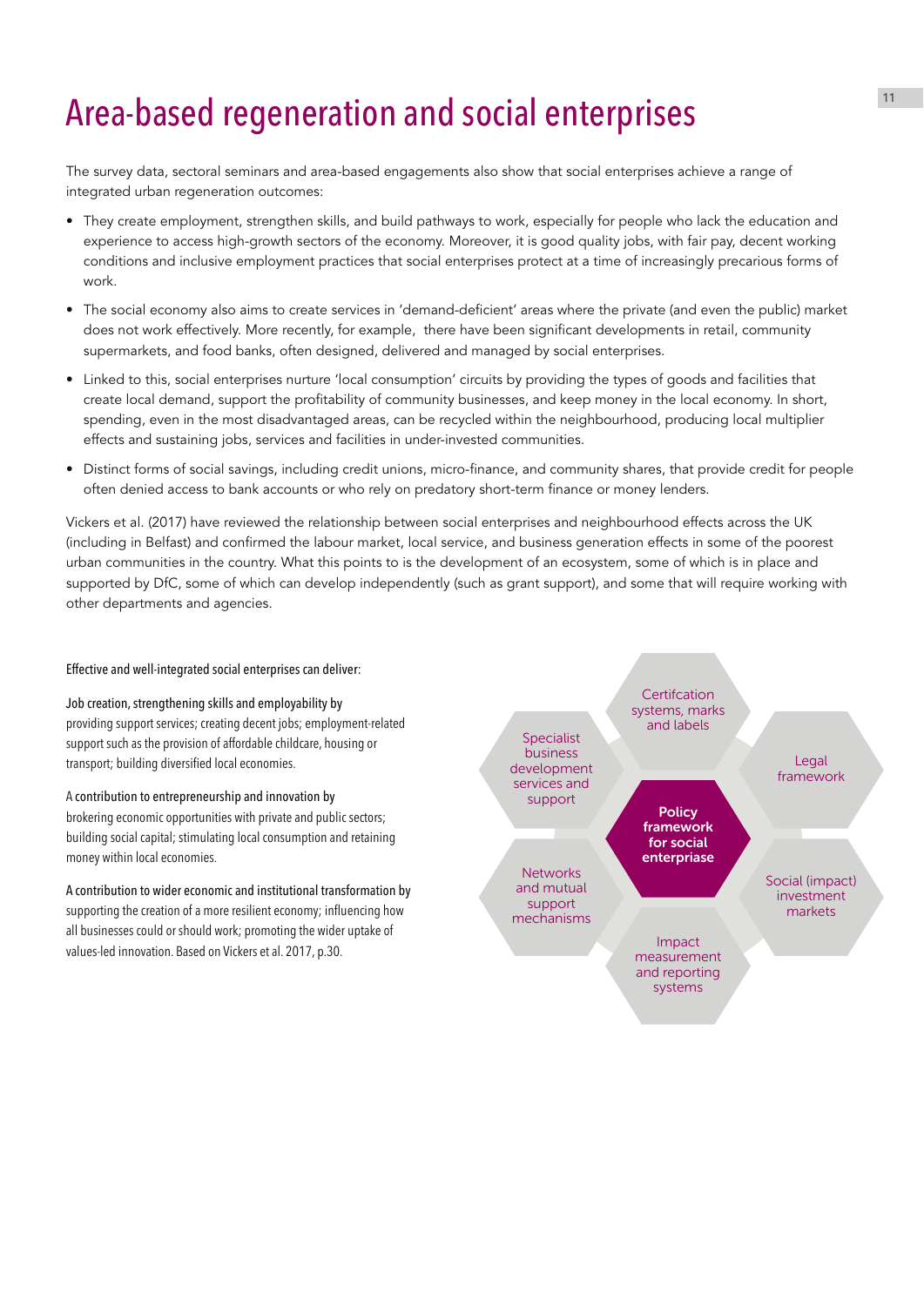# Area-based regeneration and social enterprises

The survey data, sectoral seminars and area-based engagements also show that social enterprises achieve a range of integrated urban regeneration outcomes:

- They create employment, strengthen skills, and build pathways to work, especially for people who lack the education and experience to access high-growth sectors of the economy. Moreover, it is good quality jobs, with fair pay, decent working conditions and inclusive employment practices that social enterprises protect at a time of increasingly precarious forms of work.
- The social economy also aims to create services in 'demand-deficient' areas where the private (and even the public) market does not work effectively. More recently, for example, there have been significant developments in retail, community supermarkets, and food banks, often designed, delivered and managed by social enterprises.
- Linked to this, social enterprises nurture 'local consumption' circuits by providing the types of goods and facilities that create local demand, support the profitability of community businesses, and keep money in the local economy. In short, spending, even in the most disadvantaged areas, can be recycled within the neighbourhood, producing local multiplier effects and sustaining jobs, services and facilities in under-invested communities.
- Distinct forms of social savings, including credit unions, micro-finance, and community shares, that provide credit for people often denied access to bank accounts or who rely on predatory short-term finance or money lenders.

Vickers et al. (2017) have reviewed the relationship between social enterprises and neighbourhood effects across the UK (including in Belfast) and confirmed the labour market, local service, and business generation effects in some of the poorest urban communities in the country. What this points to is the development of an ecosystem, some of which is in place and supported by DfC, some of which can develop independently (such as grant support), and some that will require working with other departments and agencies.

Effective and well-integrated social enterprises can deliver:

Job creation, strengthening skills and employability by providing support services; creating decent jobs; employment-related support such as the provision of affordable childcare, housing or transport; building diversified local economies.

A contribution to entrepreneurship and innovation by brokering economic opportunities with private and public sectors; building social capital; stimulating local consumption and retaining money within local economies.

A contribution to wider economic and institutional transformation by supporting the creation of a more resilient economy; influencing how all businesses could or should work; promoting the wider uptake of values-led innovation. Based on Vickers et al. 2017, p.30.

**Policy framework for social enterprise**

- Certifcation systems, marks and labels
- Legal framework
- Social (impact) investment markets
- Impact measurement and reporting systems
- Networks and mutual support mechanisms
- Specialist business development services and support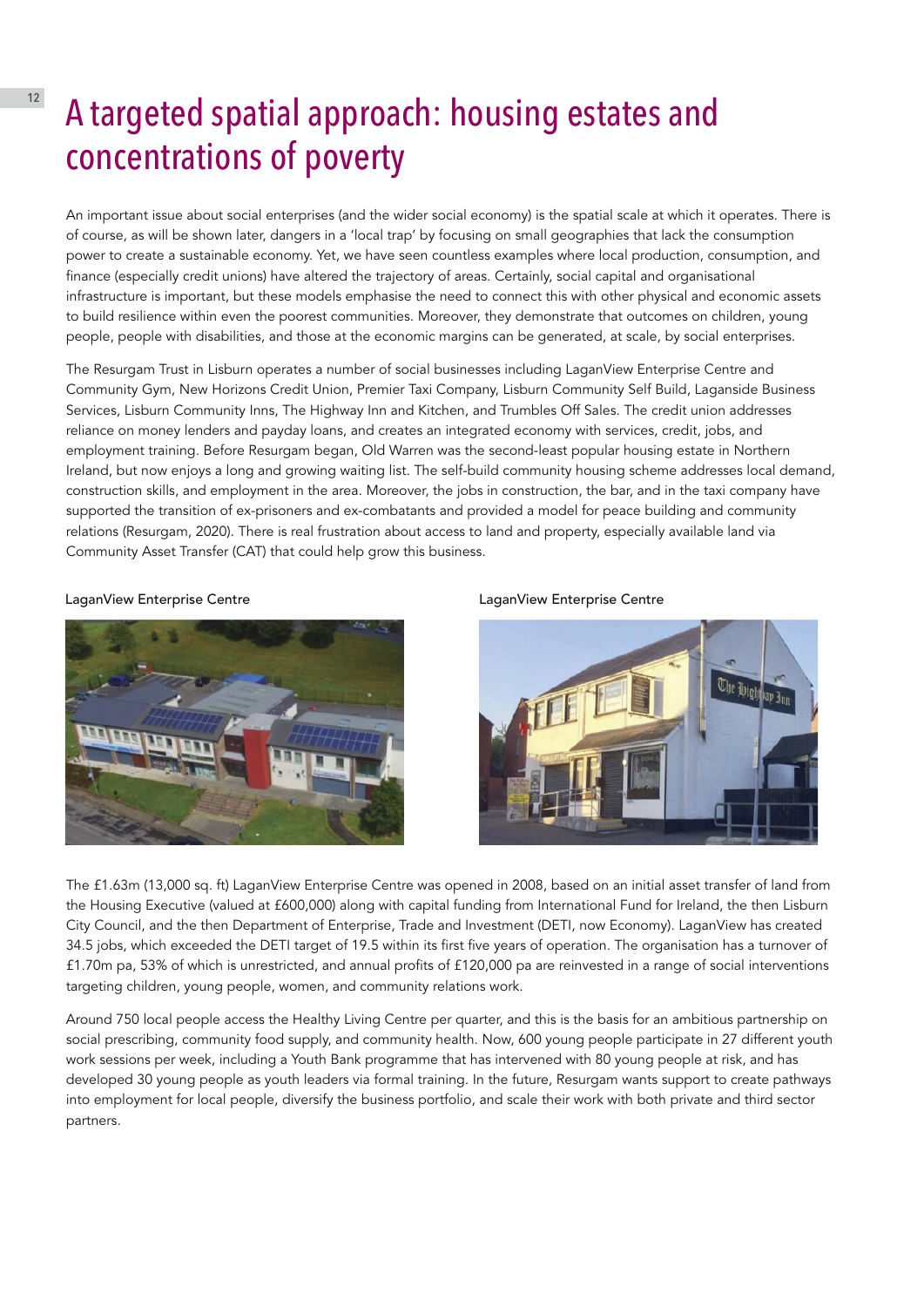# A targeted spatial approach: housing estates and concentrations of poverty

An important issue about social enterprises (and the wider social economy) is the spatial scale at which it operates. There is of course, as will be shown later, dangers in a 'local trap' by focusing on small geographies that lack the consumption power to create a sustainable economy. Yet, we have seen countless examples where local production, consumption, and finance (especially credit unions) have altered the trajectory of areas. Certainly, social capital and organisational infrastructure is important, but these models emphasise the need to connect this with other physical and economic assets to build resilience within even the poorest communities. Moreover, they demonstrate that outcomes on children, young people, people with disabilities, and those at the economic margins can be generated, at scale, by social enterprises.

The Resurgam Trust in Lisburn operates a number of social businesses including LaganView Enterprise Centre and Community Gym, New Horizons Credit Union, Premier Taxi Company, Lisburn Community Self Build, Laganside Business Services, Lisburn Community Inns, The Highway Inn and Kitchen, and Trumbles Off Sales. The credit union addresses reliance on money lenders and payday loans, and creates an integrated economy with services, credit, jobs, and employment training. Before Resurgam began, Old Warren was the second-least popular housing estate in Northern Ireland, but now enjoys a long and growing waiting list. The self-build community housing scheme addresses local demand, construction skills, and employment in the area. Moreover, the jobs in construction, the bar, and in the taxi company have supported the transition of ex-prisoners and ex-combatants and provided a model for peace building and community relations (Resurgam, 2020). There is real frustration about access to land and property, especially available land via Community Asset Transfer (CAT) that could help grow this business.

LaganView Enterprise Centre

LaganView Enterprise Centre

The £1.63m (13,000 sq. ft) LaganView Enterprise Centre was opened in 2008, based on an initial asset transfer of land from the Housing Executive (valued at £600,000) along with capital funding from International Fund for Ireland, the then Lisburn City Council, and the then Department of Enterprise, Trade and Investment (DETI, now Economy). LaganView has created 34.5 jobs, which exceeded the DETI target of 19.5 within its first five years of operation. The organisation has a turnover of £1.70m pa, 53% of which is unrestricted, and annual profits of £120,000 pa are reinvested in a range of social interventions targeting children, young people, women, and community relations work.

Around 750 local people access the Healthy Living Centre per quarter, and this is the basis for an ambitious partnership on social prescribing, community food supply, and community health. Now, 600 young people participate in 27 different youth work sessions per week, including a Youth Bank programme that has intervened with 80 young people at risk, and has developed 30 young people as youth leaders via formal training. In the future, Resurgam wants support to create pathways into employment for local people, diversify the business portfolio, and scale their work with both private and third sector partners.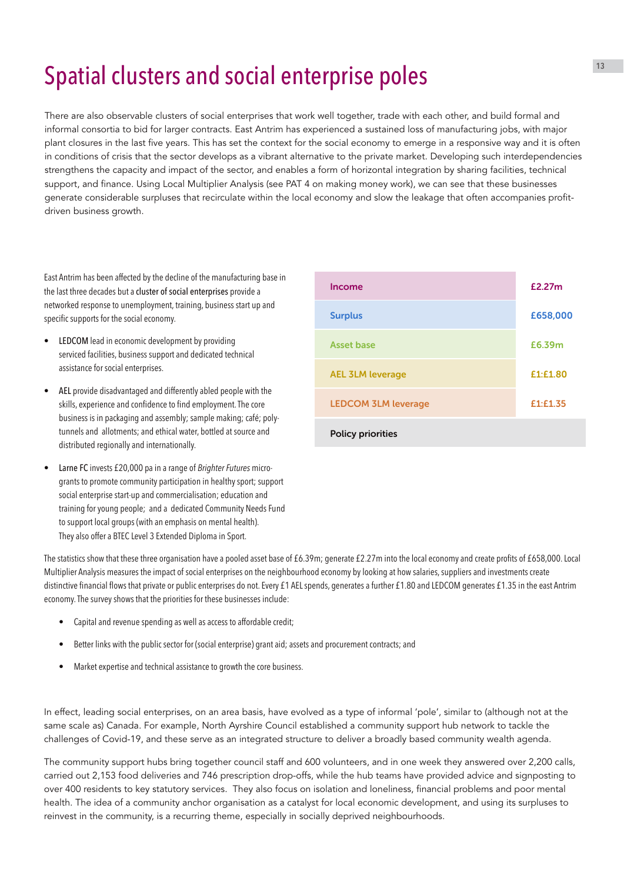# Spatial clusters and social enterprise poles

There are also observable clusters of social enterprises that work well together, trade with each other, and build formal and informal consortia to bid for larger contracts. East Antrim has experienced a sustained loss of manufacturing jobs, with major plant closures in the last five years. This has set the context for the social economy to emerge in a responsive way and it is often in conditions of crisis that the sector develops as a vibrant alternative to the private market. Developing such interdependencies strengthens the capacity and impact of the sector, and enables a form of horizontal integration by sharing facilities, technical support, and finance. Using Local Multiplier Analysis (see PAT 4 on making money work), we can see that these businesses generate considerable surpluses that recirculate within the local economy and slow the leakage that often accompanies profit-driven business growth.

East Antrim has been affected by the decline of the manufacturing base in the last three decades but a cluster of social enterprises provide a networked response to unemployment, training, business start up and specific supports for the social economy.

- LEDCOM lead in economic development by providing serviced facilities, business support and dedicated technical assistance for social enterprises.
- AEL provide disadvantaged and differently abled people with the skills, experience and confidence to find employment. The core business is in packaging and assembly; sample making; café; poly-tunnels and allotments; and ethical water, bottled at source and distributed regionally and internationally.
- Larne FC invests £20,000 pa in a range of *Brighter Futures* micro-grants to promote community participation in healthy sport; support social enterprise start-up and commercialisation; education and training for young people; and a dedicated Community Needs Fund to support local groups (with an emphasis on mental health). They also offer a BTEC Level 3 Extended Diploma in Sport.

| | |
|---|---|
| Income | £2.27m |
| Surplus | £658,000 |
| Asset base | £6.39m |
| AEL 3LM leverage | £1:£1.80 |
| LEDCOM 3LM leverage | £1:£1.35 |
| Policy priorities | |

The statistics show that these three organisation have a pooled asset base of £6.39m; generate £2.27m into the local economy and create profits of £658,000. Local Multiplier Analysis measures the impact of social enterprises on the neighbourhood economy by looking at how salaries, suppliers and investments create distinctive financial flows that private or public enterprises do not. Every £1 AEL spends, generates a further £1.80 and LEDCOM generates £1.35 in the east Antrim economy. The survey shows that the priorities for these businesses include:

- Capital and revenue spending as well as access to affordable credit;
- Better links with the public sector for (social enterprise) grant aid; assets and procurement contracts; and
- Market expertise and technical assistance to growth the core business.

In effect, leading social enterprises, on an area basis, have evolved as a type of informal 'pole', similar to (although not at the same scale as) Canada. For example, North Ayrshire Council established a community support hub network to tackle the challenges of Covid-19, and these serve as an integrated structure to deliver a broadly based community wealth agenda.

The community support hubs bring together council staff and 600 volunteers, and in one week they answered over 2,200 calls, carried out 2,153 food deliveries and 746 prescription drop-offs, while the hub teams have provided advice and signposting to over 400 residents to key statutory services. They also focus on isolation and loneliness, financial problems and poor mental health. The idea of a community anchor organisation as a catalyst for local economic development, and using its surpluses to reinvest in the community, is a recurring theme, especially in socially deprived neighbourhoods.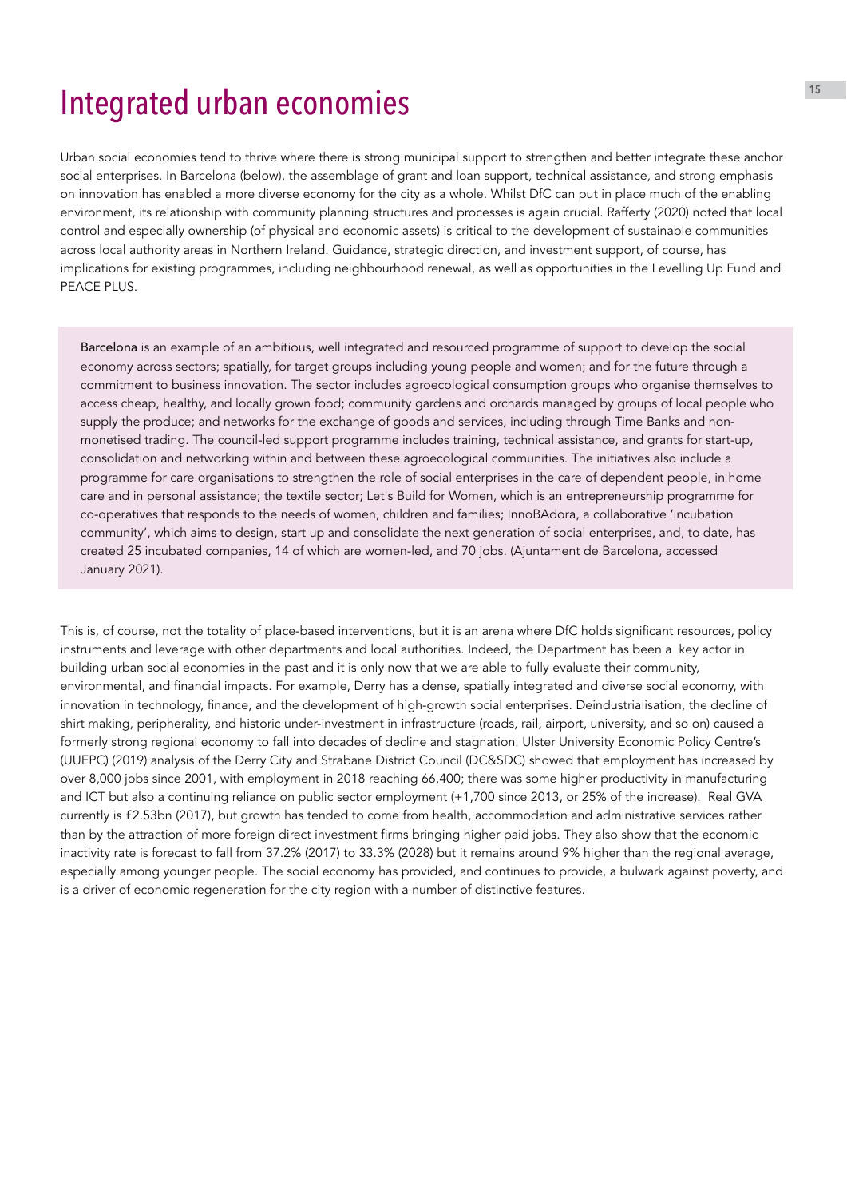# Integrated urban economies

Urban social economies tend to thrive where there is strong municipal support to strengthen and better integrate these anchor social enterprises. In Barcelona (below), the assemblage of grant and loan support, technical assistance, and strong emphasis on innovation has enabled a more diverse economy for the city as a whole. Whilst DfC can put in place much of the enabling environment, its relationship with community planning structures and processes is again crucial. Rafferty (2020) noted that local control and especially ownership (of physical and economic assets) is critical to the development of sustainable communities across local authority areas in Northern Ireland. Guidance, strategic direction, and investment support, of course, has implications for existing programmes, including neighbourhood renewal, as well as opportunities in the Levelling Up Fund and PEACE PLUS.

> **Barcelona** is an example of an ambitious, well integrated and resourced programme of support to develop the social economy across sectors; spatially, for target groups including young people and women; and for the future through a commitment to business innovation. The sector includes agroecological consumption groups who organise themselves to access cheap, healthy, and locally grown food; community gardens and orchards managed by groups of local people who supply the produce; and networks for the exchange of goods and services, including through Time Banks and non-monetised trading. The council-led support programme includes training, technical assistance, and grants for start-up, consolidation and networking within and between these agroecological communities. The initiatives also include a programme for care organisations to strengthen the role of social enterprises in the care of dependent people, in home care and in personal assistance; the textile sector; Let's Build for Women, which is an entrepreneurship programme for co-operatives that responds to the needs of women, children and families; InnoBAdora, a collaborative 'incubation community', which aims to design, start up and consolidate the next generation of social enterprises, and, to date, has created 25 incubated companies, 14 of which are women-led, and 70 jobs. (Ajuntament de Barcelona, accessed January 2021).

This is, of course, not the totality of place-based interventions, but it is an arena where DfC holds significant resources, policy instruments and leverage with other departments and local authorities. Indeed, the Department has been a key actor in building urban social economies in the past and it is only now that we are able to fully evaluate their community, environmental, and financial impacts. For example, Derry has a dense, spatially integrated and diverse social economy, with innovation in technology, finance, and the development of high-growth social enterprises. Deindustrialisation, the decline of shirt making, peripherality, and historic under-investment in infrastructure (roads, rail, airport, university, and so on) caused a formerly strong regional economy to fall into decades of decline and stagnation. Ulster University Economic Policy Centre's (UUEPC) (2019) analysis of the Derry City and Strabane District Council (DC&SDC) showed that employment has increased by over 8,000 jobs since 2001, with employment in 2018 reaching 66,400; there was some higher productivity in manufacturing and ICT but also a continuing reliance on public sector employment (+1,700 since 2013, or 25% of the increase). Real GVA currently is £2.53bn (2017), but growth has tended to come from health, accommodation and administrative services rather than by the attraction of more foreign direct investment firms bringing higher paid jobs. They also show that the economic inactivity rate is forecast to fall from 37.2% (2017) to 33.3% (2028) but it remains around 9% higher than the regional average, especially among younger people. The social economy has provided, and continues to provide, a bulwark against poverty, and is a driver of economic regeneration for the city region with a number of distinctive features.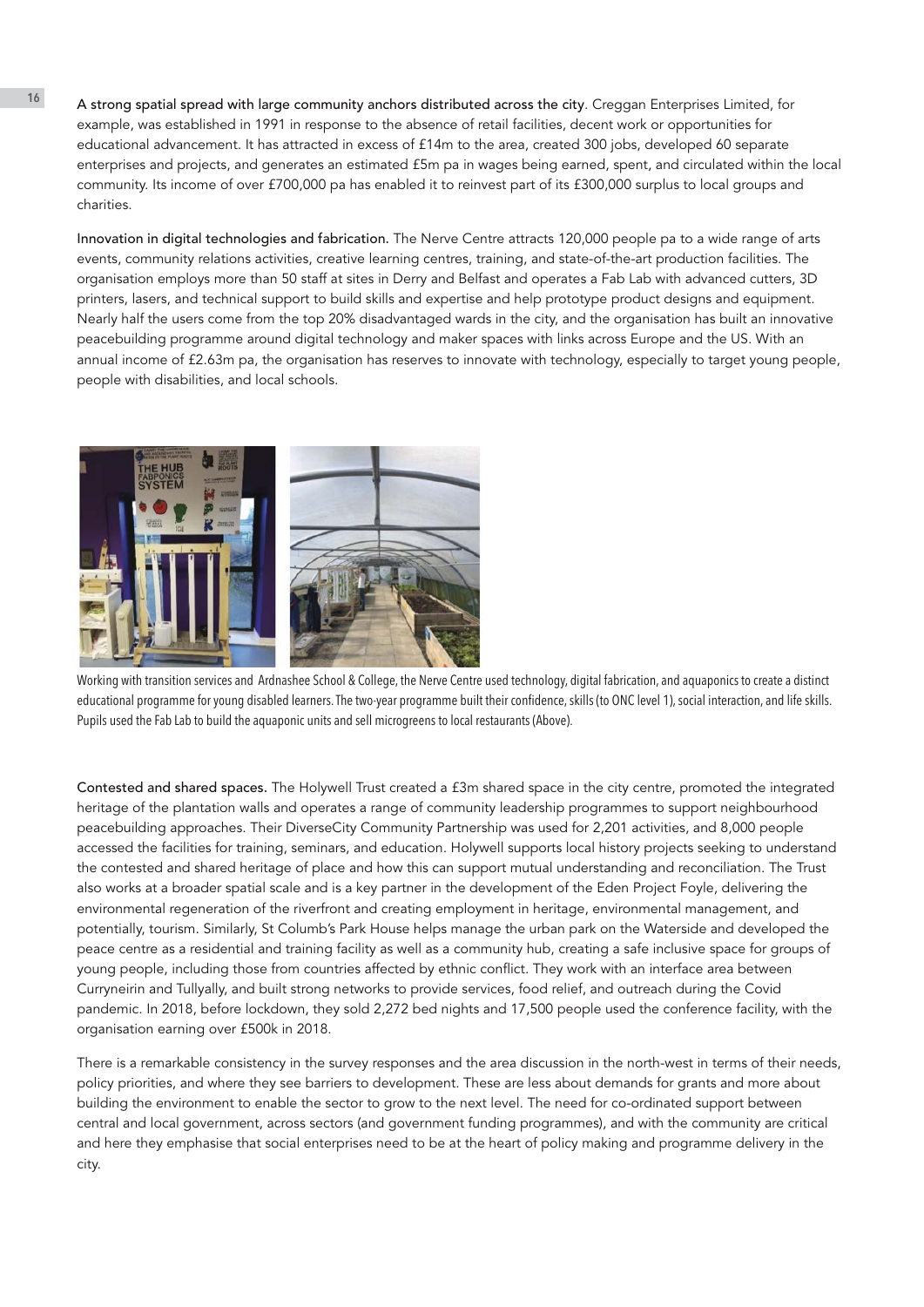**A strong spatial spread with large community anchors distributed across the city**. Creggan Enterprises Limited, for example, was established in 1991 in response to the absence of retail facilities, decent work or opportunities for educational advancement. It has attracted in excess of £14m to the area, created 300 jobs, developed 60 separate enterprises and projects, and generates an estimated £5m pa in wages being earned, spent, and circulated within the local community. Its income of over £700,000 pa has enabled it to reinvest part of its £300,000 surplus to local groups and charities.

**Innovation in digital technologies and fabrication.** The Nerve Centre attracts 120,000 people pa to a wide range of arts events, community relations activities, creative learning centres, training, and state-of-the-art production facilities. The organisation employs more than 50 staff at sites in Derry and Belfast and operates a Fab Lab with advanced cutters, 3D printers, lasers, and technical support to build skills and expertise and help prototype product designs and equipment. Nearly half the users come from the top 20% disadvantaged wards in the city, and the organisation has built an innovative peacebuilding programme around digital technology and maker spaces with links across Europe and the US. With an annual income of £2.63m pa, the organisation has reserves to innovate with technology, especially to target young people, people with disabilities, and local schools.

Working with transition services and Ardnashee School & College, the Nerve Centre used technology, digital fabrication, and aquaponics to create a distinct educational programme for young disabled learners. The two-year programme built their confidence, skills (to ONC level 1), social interaction, and life skills. Pupils used the Fab Lab to build the aquaponic units and sell microgreens to local restaurants (Above).

**Contested and shared spaces.** The Holywell Trust created a £3m shared space in the city centre, promoted the integrated heritage of the plantation walls and operates a range of community leadership programmes to support neighbourhood peacebuilding approaches. Their DiverseCity Community Partnership was used for 2,201 activities, and 8,000 people accessed the facilities for training, seminars, and education. Holywell supports local history projects seeking to understand the contested and shared heritage of place and how this can support mutual understanding and reconciliation. The Trust also works at a broader spatial scale and is a key partner in the development of the Eden Project Foyle, delivering the environmental regeneration of the riverfront and creating employment in heritage, environmental management, and potentially, tourism. Similarly, St Columb's Park House helps manage the urban park on the Waterside and developed the peace centre as a residential and training facility as well as a community hub, creating a safe inclusive space for groups of young people, including those from countries affected by ethnic conflict. They work with an interface area between Curryneirin and Tullyally, and built strong networks to provide services, food relief, and outreach during the Covid pandemic. In 2018, before lockdown, they sold 2,272 bed nights and 17,500 people used the conference facility, with the organisation earning over £500k in 2018.

There is a remarkable consistency in the survey responses and the area discussion in the north-west in terms of their needs, policy priorities, and where they see barriers to development. These are less about demands for grants and more about building the environment to enable the sector to grow to the next level. The need for co-ordinated support between central and local government, across sectors (and government funding programmes), and with the community are critical and here they emphasise that social enterprises need to be at the heart of policy making and programme delivery in the city.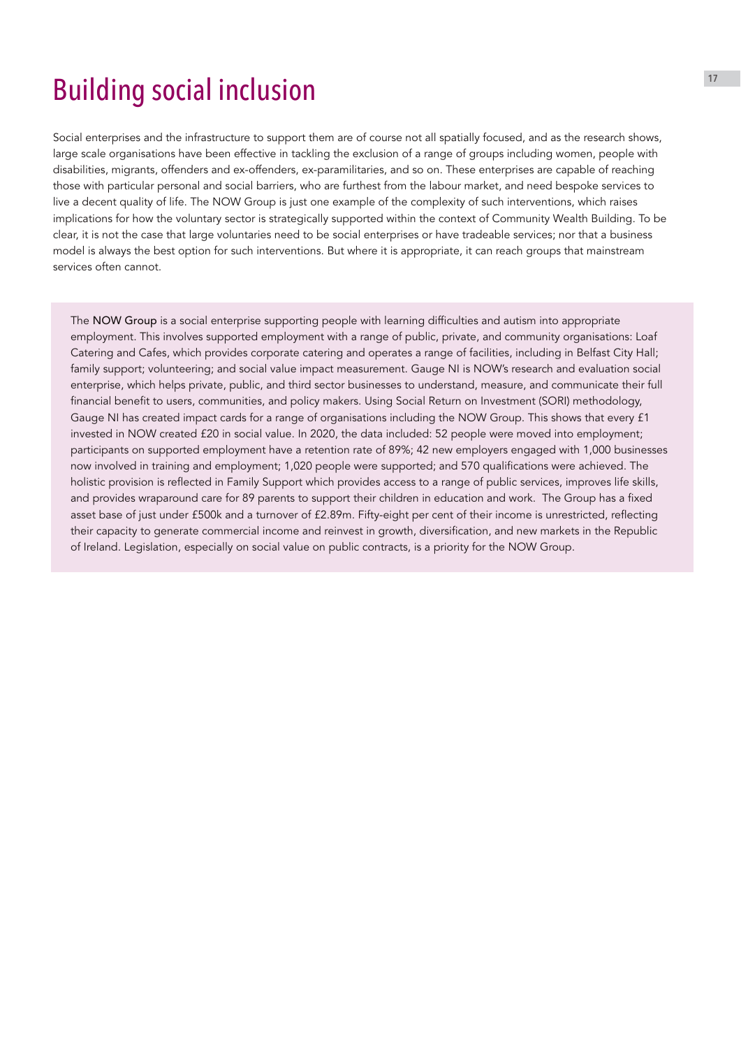# Building social inclusion

Social enterprises and the infrastructure to support them are of course not all spatially focused, and as the research shows, large scale organisations have been effective in tackling the exclusion of a range of groups including women, people with disabilities, migrants, offenders and ex-offenders, ex-paramilitaries, and so on. These enterprises are capable of reaching those with particular personal and social barriers, who are furthest from the labour market, and need bespoke services to live a decent quality of life. The NOW Group is just one example of the complexity of such interventions, which raises implications for how the voluntary sector is strategically supported within the context of Community Wealth Building. To be clear, it is not the case that large voluntaries need to be social enterprises or have tradeable services; nor that a business model is always the best option for such interventions. But where it is appropriate, it can reach groups that mainstream services often cannot.

The **NOW Group** is a social enterprise supporting people with learning difficulties and autism into appropriate employment. This involves supported employment with a range of public, private, and community organisations: Loaf Catering and Cafes, which provides corporate catering and operates a range of facilities, including in Belfast City Hall; family support; volunteering; and social value impact measurement. Gauge NI is NOW's research and evaluation social enterprise, which helps private, public, and third sector businesses to understand, measure, and communicate their full financial benefit to users, communities, and policy makers. Using Social Return on Investment (SORI) methodology, Gauge NI has created impact cards for a range of organisations including the NOW Group. This shows that every £1 invested in NOW created £20 in social value. In 2020, the data included: 52 people were moved into employment; participants on supported employment have a retention rate of 89%; 42 new employers engaged with 1,000 businesses now involved in training and employment; 1,020 people were supported; and 570 qualifications were achieved. The holistic provision is reflected in Family Support which provides access to a range of public services, improves life skills, and provides wraparound care for 89 parents to support their children in education and work. The Group has a fixed asset base of just under £500k and a turnover of £2.89m. Fifty-eight per cent of their income is unrestricted, reflecting their capacity to generate commercial income and reinvest in growth, diversification, and new markets in the Republic of Ireland. Legislation, especially on social value on public contracts, is a priority for the NOW Group.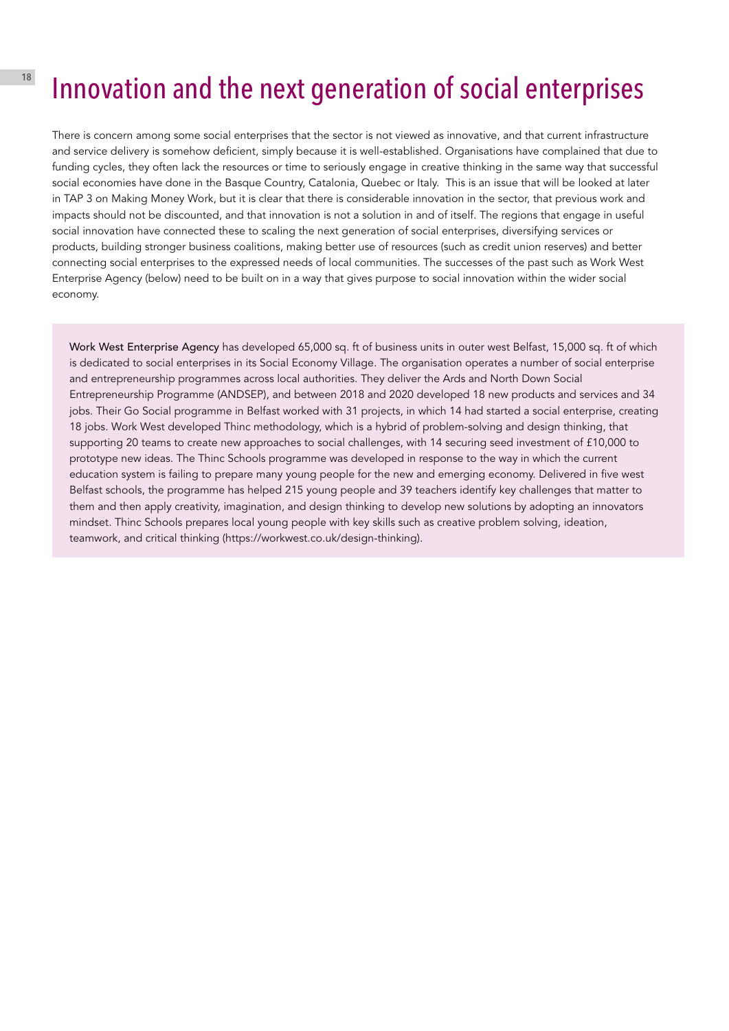# Innovation and the next generation of social enterprises

There is concern among some social enterprises that the sector is not viewed as innovative, and that current infrastructure and service delivery is somehow deficient, simply because it is well-established. Organisations have complained that due to funding cycles, they often lack the resources or time to seriously engage in creative thinking in the same way that successful social economies have done in the Basque Country, Catalonia, Quebec or Italy. This is an issue that will be looked at later in TAP 3 on Making Money Work, but it is clear that there is considerable innovation in the sector, that previous work and impacts should not be discounted, and that innovation is not a solution in and of itself. The regions that engage in useful social innovation have connected these to scaling the next generation of social enterprises, diversifying services or products, building stronger business coalitions, making better use of resources (such as credit union reserves) and better connecting social enterprises to the expressed needs of local communities. The successes of the past such as Work West Enterprise Agency (below) need to be built on in a way that gives purpose to social innovation within the wider social economy.

Work West Enterprise Agency has developed 65,000 sq. ft of business units in outer west Belfast, 15,000 sq. ft of which is dedicated to social enterprises in its Social Economy Village. The organisation operates a number of social enterprise and entrepreneurship programmes across local authorities. They deliver the Ards and North Down Social Entrepreneurship Programme (ANDSEP), and between 2018 and 2020 developed 18 new products and services and 34 jobs. Their Go Social programme in Belfast worked with 31 projects, in which 14 had started a social enterprise, creating 18 jobs. Work West developed Thinc methodology, which is a hybrid of problem-solving and design thinking, that supporting 20 teams to create new approaches to social challenges, with 14 securing seed investment of £10,000 to prototype new ideas. The Thinc Schools programme was developed in response to the way in which the current education system is failing to prepare many young people for the new and emerging economy. Delivered in five west Belfast schools, the programme has helped 215 young people and 39 teachers identify key challenges that matter to them and then apply creativity, imagination, and design thinking to develop new solutions by adopting an innovators mindset. Thinc Schools prepares local young people with key skills such as creative problem solving, ideation, teamwork, and critical thinking (https://workwest.co.uk/design-thinking).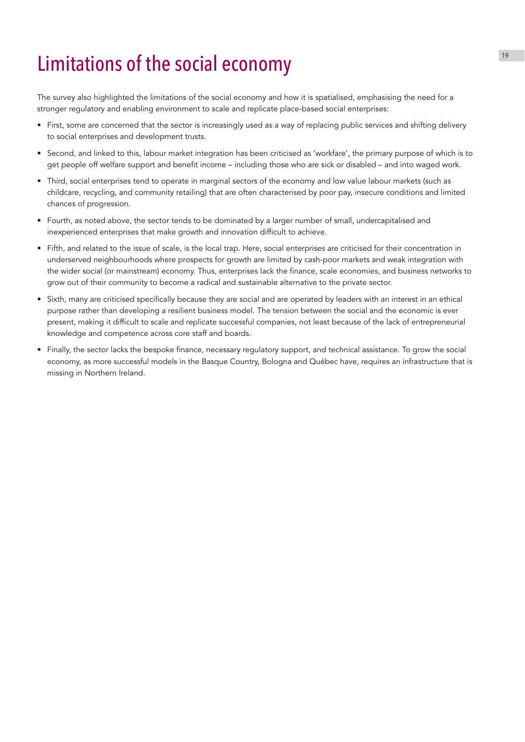# Limitations of the social economy

The survey also highlighted the limitations of the social economy and how it is spatialised, emphasising the need for a stronger regulatory and enabling environment to scale and replicate place-based social enterprises:

- First, some are concerned that the sector is increasingly used as a way of replacing public services and shifting delivery to social enterprises and development trusts.
- Second, and linked to this, labour market integration has been criticised as 'workfare', the primary purpose of which is to get people off welfare support and benefit income – including those who are sick or disabled – and into waged work.
- Third, social enterprises tend to operate in marginal sectors of the economy and low value labour markets (such as childcare, recycling, and community retailing) that are often characterised by poor pay, insecure conditions and limited chances of progression.
- Fourth, as noted above, the sector tends to be dominated by a larger number of small, undercapitalised and inexperienced enterprises that make growth and innovation difficult to achieve.
- Fifth, and related to the issue of scale, is the local trap. Here, social enterprises are criticised for their concentration in underserved neighbourhoods where prospects for growth are limited by cash-poor markets and weak integration with the wider social (or mainstream) economy. Thus, enterprises lack the finance, scale economies, and business networks to grow out of their community to become a radical and sustainable alternative to the private sector.
- Sixth, many are criticised specifically because they are social and are operated by leaders with an interest in an ethical purpose rather than developing a resilient business model. The tension between the social and the economic is ever present, making it difficult to scale and replicate successful companies, not least because of the lack of entrepreneurial knowledge and competence across core staff and boards.
- Finally, the sector lacks the bespoke finance, necessary regulatory support, and technical assistance. To grow the social economy, as more successful models in the Basque Country, Bologna and Québec have, requires an infrastructure that is missing in Northern Ireland.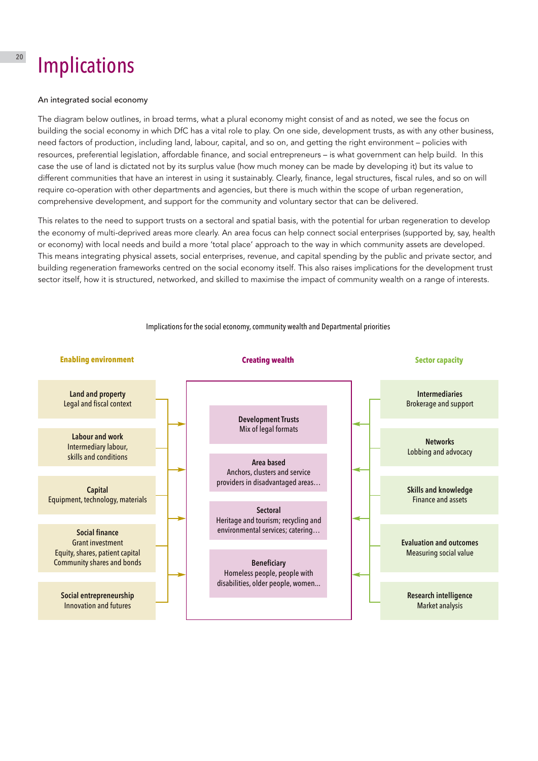# Implications

An integrated social economy

The diagram below outlines, in broad terms, what a plural economy might consist of and as noted, we see the focus on building the social economy in which DfC has a vital role to play. On one side, development trusts, as with any other business, need factors of production, including land, labour, capital, and so on, and getting the right environment – policies with resources, preferential legislation, affordable finance, and social entrepreneurs – is what government can help build. In this case the use of land is dictated not by its surplus value (how much money can be made by developing it) but its value to different communities that have an interest in using it sustainably. Clearly, finance, legal structures, fiscal rules, and so on will require co-operation with other departments and agencies, but there is much within the scope of urban regeneration, comprehensive development, and support for the community and voluntary sector that can be delivered.

This relates to the need to support trusts on a sectoral and spatial basis, with the potential for urban regeneration to develop the economy of multi-deprived areas more clearly. An area focus can help connect social enterprises (supported by, say, health or economy) with local needs and build a more 'total place' approach to the way in which community assets are developed. This means integrating physical assets, social enterprises, revenue, and capital spending by the public and private sector, and building regeneration frameworks centred on the social economy itself. This also raises implications for the development trust sector itself, how it is structured, networked, and skilled to maximise the impact of community wealth on a range of interests.

Implications for the social economy, community wealth and Departmental priorities

| Enabling environment | Creating wealth | Sector capacity |
|---|---|---|
| **Land and property** Legal and fiscal context | **Development Trusts** Mix of legal formats | **Intermediaries** Brokerage and support |
| **Labour and work** Intermediary labour, skills and conditions | **Area based** Anchors, clusters and service providers in disadvantaged areas… | **Networks** Lobbing and advocacy |
| **Capital** Equipment, technology, materials | **Sectoral** Heritage and tourism; recycling and environmental services; catering… | **Skills and knowledge** Finance and assets |
| **Social finance** Grant investment Equity, shares, patient capital Community shares and bonds | **Beneficiary** Homeless people, people with disabilities, older people, women… | **Evaluation and outcomes** Measuring social value |
| **Social entrepreneurship** Innovation and futures | | **Research intelligence** Market analysis |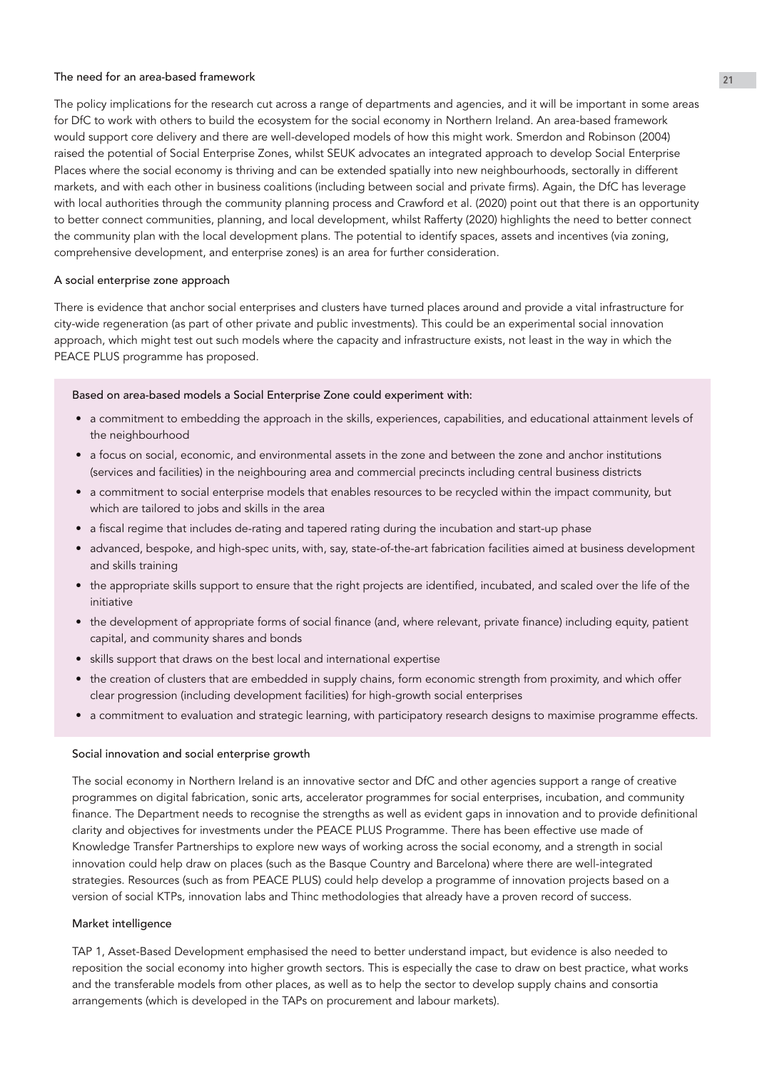### The need for an area-based framework

The policy implications for the research cut across a range of departments and agencies, and it will be important in some areas for DfC to work with others to build the ecosystem for the social economy in Northern Ireland. An area-based framework would support core delivery and there are well-developed models of how this might work. Smerdon and Robinson (2004) raised the potential of Social Enterprise Zones, whilst SEUK advocates an integrated approach to develop Social Enterprise Places where the social economy is thriving and can be extended spatially into new neighbourhoods, sectorally in different markets, and with each other in business coalitions (including between social and private firms). Again, the DfC has leverage with local authorities through the community planning process and Crawford et al. (2020) point out that there is an opportunity to better connect communities, planning, and local development, whilst Rafferty (2020) highlights the need to better connect the community plan with the local development plans. The potential to identify spaces, assets and incentives (via zoning, comprehensive development, and enterprise zones) is an area for further consideration.

### A social enterprise zone approach

There is evidence that anchor social enterprises and clusters have turned places around and provide a vital infrastructure for city-wide regeneration (as part of other private and public investments). This could be an experimental social innovation approach, which might test out such models where the capacity and infrastructure exists, not least in the way in which the PEACE PLUS programme has proposed.

Based on area-based models a Social Enterprise Zone could experiment with:

- a commitment to embedding the approach in the skills, experiences, capabilities, and educational attainment levels of the neighbourhood
- a focus on social, economic, and environmental assets in the zone and between the zone and anchor institutions (services and facilities) in the neighbouring area and commercial precincts including central business districts
- a commitment to social enterprise models that enables resources to be recycled within the impact community, but which are tailored to jobs and skills in the area
- a fiscal regime that includes de-rating and tapered rating during the incubation and start-up phase
- advanced, bespoke, and high-spec units, with, say, state-of-the-art fabrication facilities aimed at business development and skills training
- the appropriate skills support to ensure that the right projects are identified, incubated, and scaled over the life of the initiative
- the development of appropriate forms of social finance (and, where relevant, private finance) including equity, patient capital, and community shares and bonds
- skills support that draws on the best local and international expertise
- the creation of clusters that are embedded in supply chains, form economic strength from proximity, and which offer clear progression (including development facilities) for high-growth social enterprises
- a commitment to evaluation and strategic learning, with participatory research designs to maximise programme effects.

### Social innovation and social enterprise growth

The social economy in Northern Ireland is an innovative sector and DfC and other agencies support a range of creative programmes on digital fabrication, sonic arts, accelerator programmes for social enterprises, incubation, and community finance. The Department needs to recognise the strengths as well as evident gaps in innovation and to provide definitional clarity and objectives for investments under the PEACE PLUS Programme. There has been effective use made of Knowledge Transfer Partnerships to explore new ways of working across the social economy, and a strength in social innovation could help draw on places (such as the Basque Country and Barcelona) where there are well-integrated strategies. Resources (such as from PEACE PLUS) could help develop a programme of innovation projects based on a version of social KTPs, innovation labs and Thinc methodologies that already have a proven record of success.

### Market intelligence

TAP 1, Asset-Based Development emphasised the need to better understand impact, but evidence is also needed to reposition the social economy into higher growth sectors. This is especially the case to draw on best practice, what works and the transferable models from other places, as well as to help the sector to develop supply chains and consortia arrangements (which is developed in the TAPs on procurement and labour markets).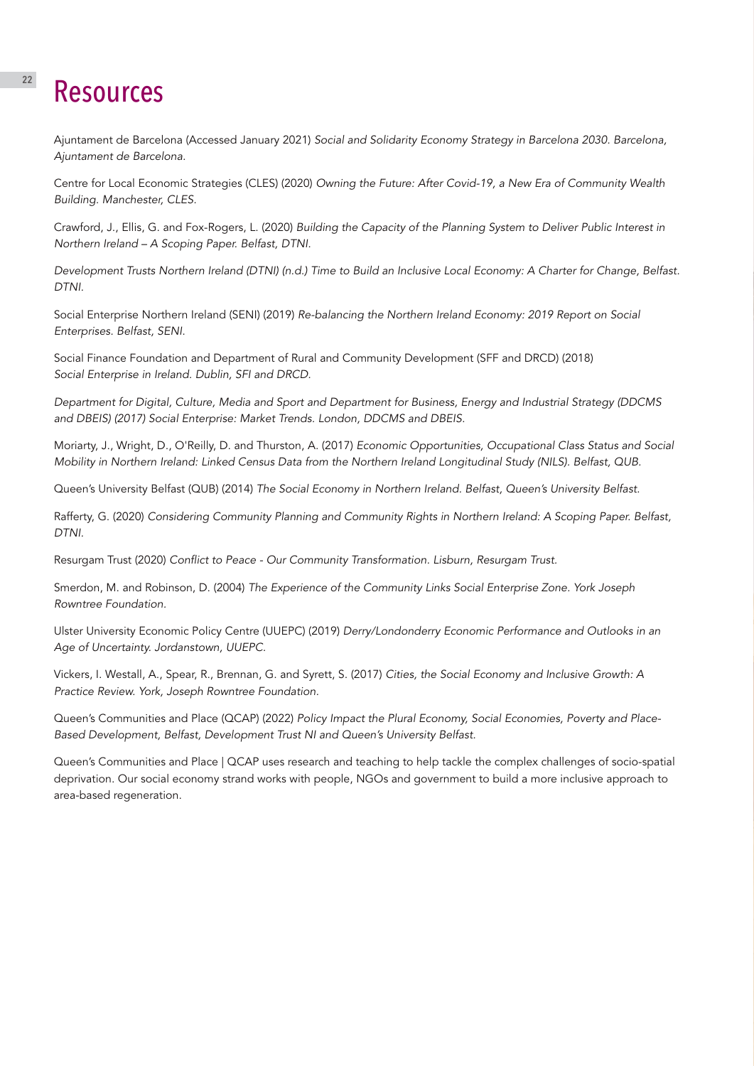# Resources

Ajuntament de Barcelona (Accessed January 2021) *Social and Solidarity Economy Strategy in Barcelona 2030. Barcelona, Ajuntament de Barcelona.*

Centre for Local Economic Strategies (CLES) (2020) *Owning the Future: After Covid-19, a New Era of Community Wealth Building. Manchester, CLES.*

Crawford, J., Ellis, G. and Fox-Rogers, L. (2020) *Building the Capacity of the Planning System to Deliver Public Interest in Northern Ireland – A Scoping Paper. Belfast, DTNI.*

*Development Trusts Northern Ireland (DTNI) (n.d.) Time to Build an Inclusive Local Economy: A Charter for Change, Belfast. DTNI.*

Social Enterprise Northern Ireland (SENI) (2019) *Re-balancing the Northern Ireland Economy: 2019 Report on Social Enterprises. Belfast, SENI.*

Social Finance Foundation and Department of Rural and Community Development (SFF and DRCD) (2018) *Social Enterprise in Ireland. Dublin, SFI and DRCD.*

*Department for Digital, Culture, Media and Sport and Department for Business, Energy and Industrial Strategy (DDCMS and DBEIS) (2017) Social Enterprise: Market Trends. London, DDCMS and DBEIS.*

Moriarty, J., Wright, D., O'Reilly, D. and Thurston, A. (2017) *Economic Opportunities, Occupational Class Status and Social Mobility in Northern Ireland: Linked Census Data from the Northern Ireland Longitudinal Study (NILS). Belfast, QUB.*

Queen's University Belfast (QUB) (2014) *The Social Economy in Northern Ireland. Belfast, Queen's University Belfast.*

Rafferty, G. (2020) *Considering Community Planning and Community Rights in Northern Ireland: A Scoping Paper. Belfast, DTNI.*

Resurgam Trust (2020) *Conflict to Peace - Our Community Transformation. Lisburn, Resurgam Trust.*

Smerdon, M. and Robinson, D. (2004) *The Experience of the Community Links Social Enterprise Zone. York Joseph Rowntree Foundation.*

Ulster University Economic Policy Centre (UUEPC) (2019) *Derry/Londonderry Economic Performance and Outlooks in an Age of Uncertainty. Jordanstown, UUEPC.*

Vickers, I. Westall, A., Spear, R., Brennan, G. and Syrett, S. (2017) *Cities, the Social Economy and Inclusive Growth: A Practice Review. York, Joseph Rowntree Foundation.*

Queen's Communities and Place (QCAP) (2022) *Policy Impact the Plural Economy, Social Economies, Poverty and Place-Based Development, Belfast, Development Trust NI and Queen's University Belfast.*

Queen's Communities and Place | QCAP uses research and teaching to help tackle the complex challenges of socio-spatial deprivation. Our social economy strand works with people, NGOs and government to build a more inclusive approach to area-based regeneration.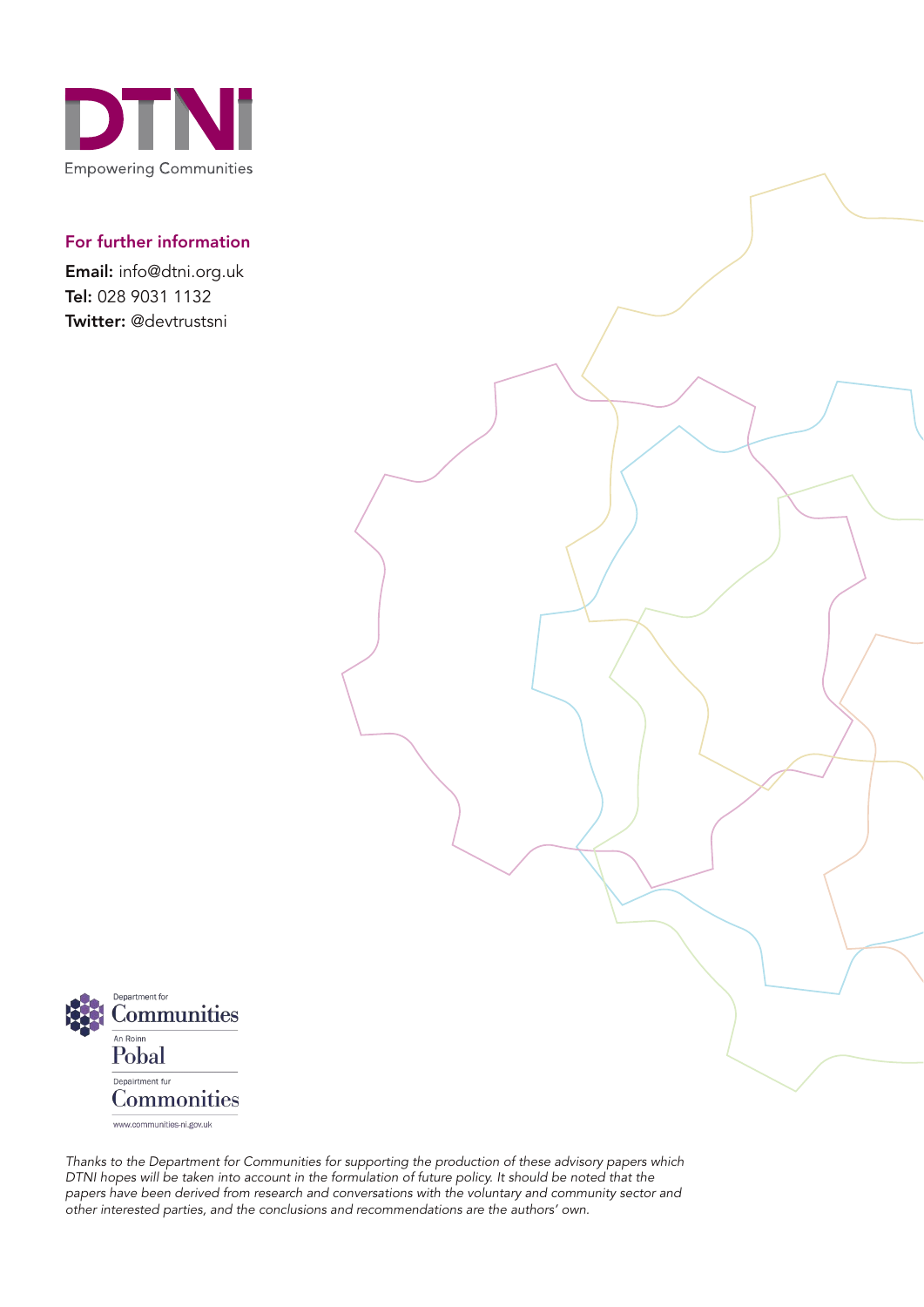DTNI

Empowering Communities

**For further information**

**Email:** info@dtni.org.uk
**Tel:** 028 9031 1132
**Twitter:** @devtrustsni

Department for Communities
An Roinn Pobal
Depairtment fur Commonities
www.communities-ni.gov.uk

*Thanks to the Department for Communities for supporting the production of these advisory papers which DTNI hopes will be taken into account in the formulation of future policy. It should be noted that the papers have been derived from research and conversations with the voluntary and community sector and other interested parties, and the conclusions and recommendations are the authors' own.*